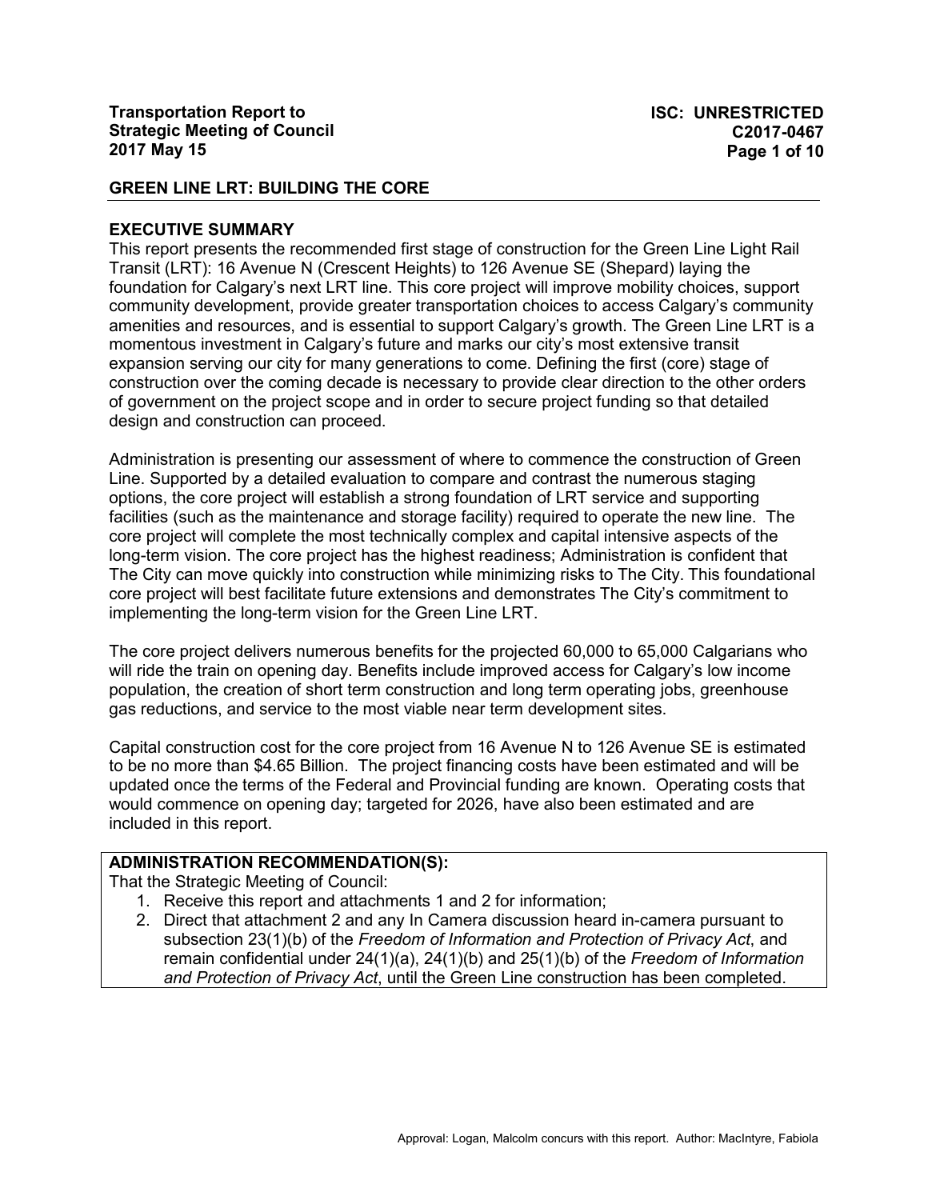**Transportation Report to Strategic Meeting of Council**
**2017 May 15**

**ISC: UNRESTRICTED**
**C2017-0467**

## GREEN LINE LRT: BUILDING THE CORE

### EXECUTIVE SUMMARY

This report presents the recommended first stage of construction for the Green Line Light Rail Transit (LRT): 16 Avenue N (Crescent Heights) to 126 Avenue SE (Shepard) laying the foundation for Calgary's next LRT line. This core project will improve mobility choices, support community development, provide greater transportation choices to access Calgary's community amenities and resources, and is essential to support Calgary's growth. The Green Line LRT is a momentous investment in Calgary's future and marks our city's most extensive transit expansion serving our city for many generations to come. Defining the first (core) stage of construction over the coming decade is necessary to provide clear direction to the other orders of government on the project scope and in order to secure project funding so that detailed design and construction can proceed.

Administration is presenting our assessment of where to commence the construction of Green Line. Supported by a detailed evaluation to compare and contrast the numerous staging options, the core project will establish a strong foundation of LRT service and supporting facilities (such as the maintenance and storage facility) required to operate the new line. The core project will complete the most technically complex and capital intensive aspects of the long-term vision. The core project has the highest readiness; Administration is confident that The City can move quickly into construction while minimizing risks to The City. This foundational core project will best facilitate future extensions and demonstrates The City's commitment to implementing the long-term vision for the Green Line LRT.

The core project delivers numerous benefits for the projected 60,000 to 65,000 Calgarians who will ride the train on opening day. Benefits include improved access for Calgary's low income population, the creation of short term construction and long term operating jobs, greenhouse gas reductions, and service to the most viable near term development sites.

Capital construction cost for the core project from 16 Avenue N to 126 Avenue SE is estimated to be no more than $4.65 Billion. The project financing costs have been estimated and will be updated once the terms of the Federal and Provincial funding are known. Operating costs that would commence on opening day; targeted for 2026, have also been estimated and are included in this report.

### ADMINISTRATION RECOMMENDATION(S):

That the Strategic Meeting of Council:

1. Receive this report and attachments 1 and 2 for information;
2. Direct that attachment 2 and any In Camera discussion heard in-camera pursuant to subsection 23(1)(b) of the *Freedom of Information and Protection of Privacy Act*, and remain confidential under 24(1)(a), 24(1)(b) and 25(1)(b) of the *Freedom of Information and Protection of Privacy Act*, until the Green Line construction has been completed.

Approval: Logan, Malcolm concurs with this report. Author: MacIntyre, Fabiola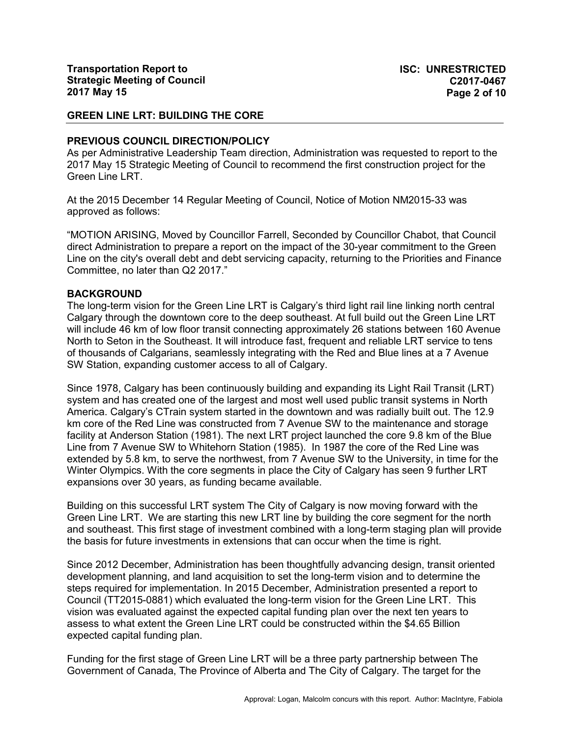## GREEN LINE LRT: BUILDING THE CORE

### PREVIOUS COUNCIL DIRECTION/POLICY

As per Administrative Leadership Team direction, Administration was requested to report to the 2017 May 15 Strategic Meeting of Council to recommend the first construction project for the Green Line LRT.

At the 2015 December 14 Regular Meeting of Council, Notice of Motion NM2015-33 was approved as follows:

"MOTION ARISING, Moved by Councillor Farrell, Seconded by Councillor Chabot, that Council direct Administration to prepare a report on the impact of the 30-year commitment to the Green Line on the city's overall debt and debt servicing capacity, returning to the Priorities and Finance Committee, no later than Q2 2017."

### BACKGROUND

The long-term vision for the Green Line LRT is Calgary's third light rail line linking north central Calgary through the downtown core to the deep southeast. At full build out the Green Line LRT will include 46 km of low floor transit connecting approximately 26 stations between 160 Avenue North to Seton in the Southeast. It will introduce fast, frequent and reliable LRT service to tens of thousands of Calgarians, seamlessly integrating with the Red and Blue lines at a 7 Avenue SW Station, expanding customer access to all of Calgary.

Since 1978, Calgary has been continuously building and expanding its Light Rail Transit (LRT) system and has created one of the largest and most well used public transit systems in North America. Calgary's CTrain system started in the downtown and was radially built out. The 12.9 km core of the Red Line was constructed from 7 Avenue SW to the maintenance and storage facility at Anderson Station (1981). The next LRT project launched the core 9.8 km of the Blue Line from 7 Avenue SW to Whitehorn Station (1985). In 1987 the core of the Red Line was extended by 5.8 km, to serve the northwest, from 7 Avenue SW to the University, in time for the Winter Olympics. With the core segments in place the City of Calgary has seen 9 further LRT expansions over 30 years, as funding became available.

Building on this successful LRT system The City of Calgary is now moving forward with the Green Line LRT. We are starting this new LRT line by building the core segment for the north and southeast. This first stage of investment combined with a long-term staging plan will provide the basis for future investments in extensions that can occur when the time is right.

Since 2012 December, Administration has been thoughtfully advancing design, transit oriented development planning, and land acquisition to set the long-term vision and to determine the steps required for implementation. In 2015 December, Administration presented a report to Council (TT2015-0881) which evaluated the long-term vision for the Green Line LRT. This vision was evaluated against the expected capital funding plan over the next ten years to assess to what extent the Green Line LRT could be constructed within the $4.65 Billion expected capital funding plan.

Funding for the first stage of Green Line LRT will be a three party partnership between The Government of Canada, The Province of Alberta and The City of Calgary. The target for the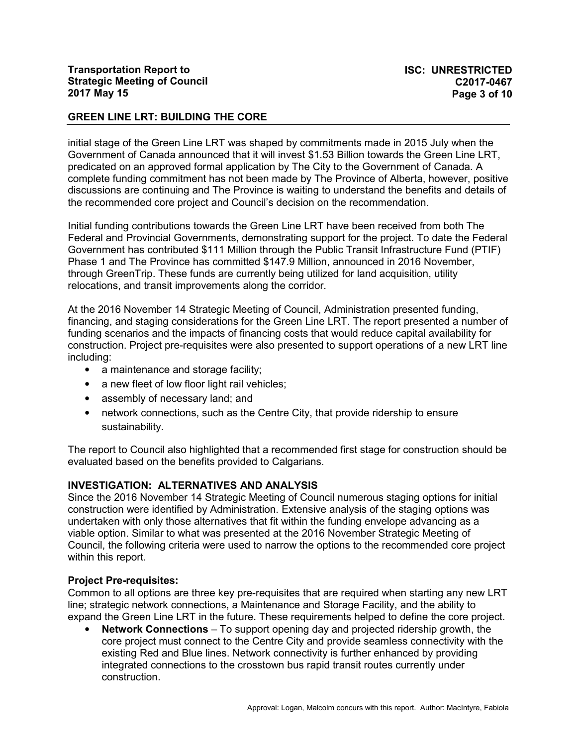initial stage of the Green Line LRT was shaped by commitments made in 2015 July when the Government of Canada announced that it will invest $1.53 Billion towards the Green Line LRT, predicated on an approved formal application by The City to the Government of Canada. A complete funding commitment has not been made by The Province of Alberta, however, positive discussions are continuing and The Province is waiting to understand the benefits and details of the recommended core project and Council's decision on the recommendation.

Initial funding contributions towards the Green Line LRT have been received from both The Federal and Provincial Governments, demonstrating support for the project. To date the Federal Government has contributed $111 Million through the Public Transit Infrastructure Fund (PTIF) Phase 1 and The Province has committed $147.9 Million, announced in 2016 November, through GreenTrip. These funds are currently being utilized for land acquisition, utility relocations, and transit improvements along the corridor.

At the 2016 November 14 Strategic Meeting of Council, Administration presented funding, financing, and staging considerations for the Green Line LRT. The report presented a number of funding scenarios and the impacts of financing costs that would reduce capital availability for construction. Project pre-requisites were also presented to support operations of a new LRT line including:

- a maintenance and storage facility;
- a new fleet of low floor light rail vehicles;
- assembly of necessary land; and
- network connections, such as the Centre City, that provide ridership to ensure sustainability.

The report to Council also highlighted that a recommended first stage for construction should be evaluated based on the benefits provided to Calgarians.

## INVESTIGATION: ALTERNATIVES AND ANALYSIS

Since the 2016 November 14 Strategic Meeting of Council numerous staging options for initial construction were identified by Administration. Extensive analysis of the staging options was undertaken with only those alternatives that fit within the funding envelope advancing as a viable option. Similar to what was presented at the 2016 November Strategic Meeting of Council, the following criteria were used to narrow the options to the recommended core project within this report.

### Project Pre-requisites:

Common to all options are three key pre-requisites that are required when starting any new LRT line; strategic network connections, a Maintenance and Storage Facility, and the ability to expand the Green Line LRT in the future. These requirements helped to define the core project.

- **Network Connections** – To support opening day and projected ridership growth, the core project must connect to the Centre City and provide seamless connectivity with the existing Red and Blue lines. Network connectivity is further enhanced by providing integrated connections to the crosstown bus rapid transit routes currently under construction.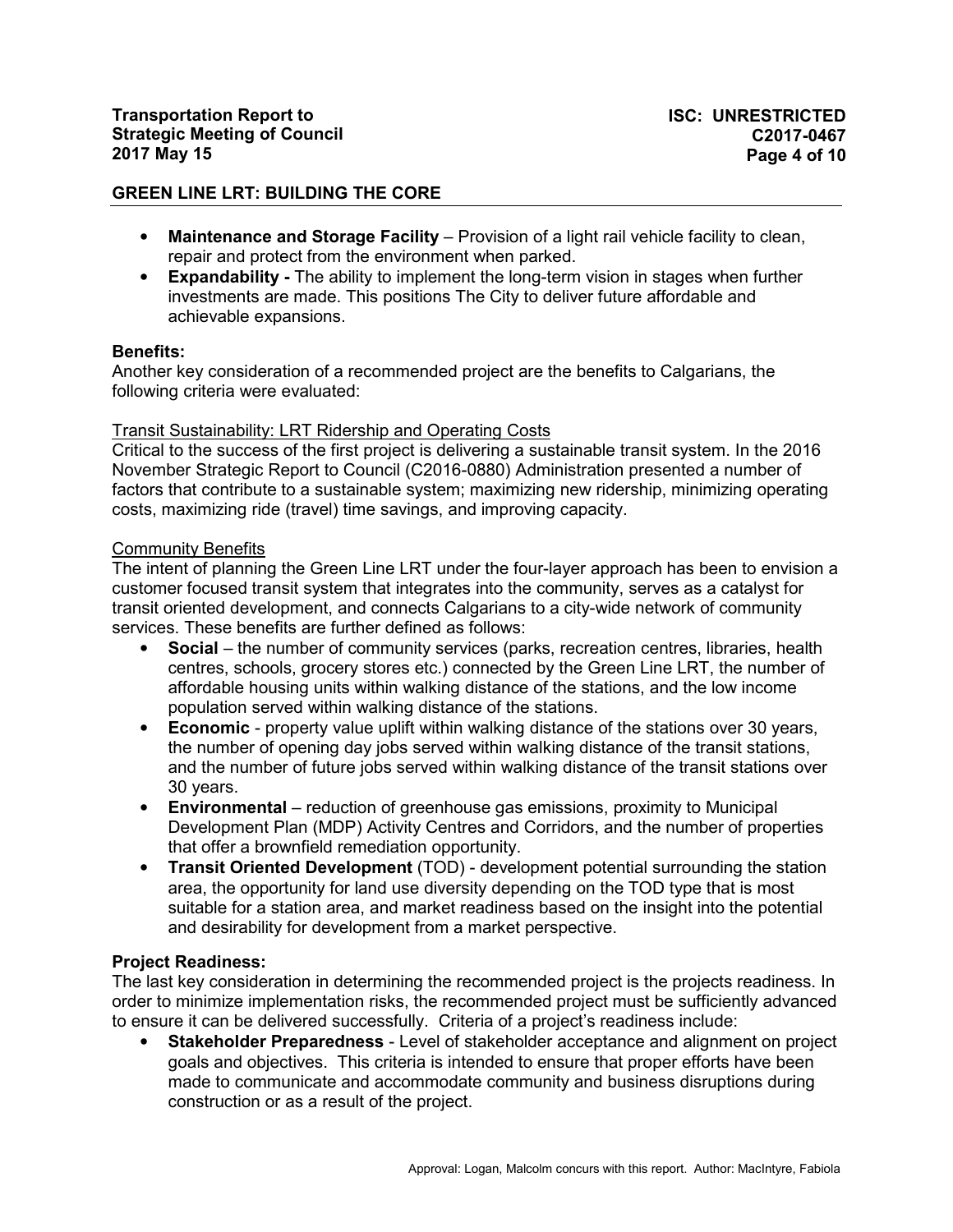- **Maintenance and Storage Facility** – Provision of a light rail vehicle facility to clean, repair and protect from the environment when parked.
- **Expandability -** The ability to implement the long-term vision in stages when further investments are made. This positions The City to deliver future affordable and achievable expansions.

**Benefits:**
Another key consideration of a recommended project are the benefits to Calgarians, the following criteria were evaluated:

Transit Sustainability: LRT Ridership and Operating Costs
Critical to the success of the first project is delivering a sustainable transit system. In the 2016 November Strategic Report to Council (C2016-0880) Administration presented a number of factors that contribute to a sustainable system; maximizing new ridership, minimizing operating costs, maximizing ride (travel) time savings, and improving capacity.

Community Benefits
The intent of planning the Green Line LRT under the four-layer approach has been to envision a customer focused transit system that integrates into the community, serves as a catalyst for transit oriented development, and connects Calgarians to a city-wide network of community services. These benefits are further defined as follows:

- **Social** – the number of community services (parks, recreation centres, libraries, health centres, schools, grocery stores etc.) connected by the Green Line LRT, the number of affordable housing units within walking distance of the stations, and the low income population served within walking distance of the stations.
- **Economic** - property value uplift within walking distance of the stations over 30 years, the number of opening day jobs served within walking distance of the transit stations, and the number of future jobs served within walking distance of the transit stations over 30 years.
- **Environmental** – reduction of greenhouse gas emissions, proximity to Municipal Development Plan (MDP) Activity Centres and Corridors, and the number of properties that offer a brownfield remediation opportunity.
- **Transit Oriented Development** (TOD) - development potential surrounding the station area, the opportunity for land use diversity depending on the TOD type that is most suitable for a station area, and market readiness based on the insight into the potential and desirability for development from a market perspective.

**Project Readiness:**
The last key consideration in determining the recommended project is the projects readiness. In order to minimize implementation risks, the recommended project must be sufficiently advanced to ensure it can be delivered successfully. Criteria of a project's readiness include:

- **Stakeholder Preparedness** - Level of stakeholder acceptance and alignment on project goals and objectives. This criteria is intended to ensure that proper efforts have been made to communicate and accommodate community and business disruptions during construction or as a result of the project.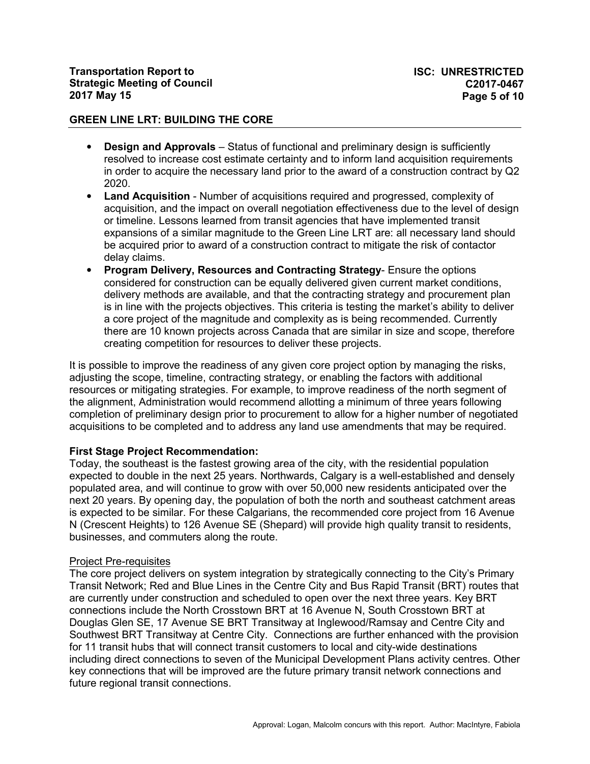- **Design and Approvals** – Status of functional and preliminary design is sufficiently resolved to increase cost estimate certainty and to inform land acquisition requirements in order to acquire the necessary land prior to the award of a construction contract by Q2 2020.
- **Land Acquisition** - Number of acquisitions required and progressed, complexity of acquisition, and the impact on overall negotiation effectiveness due to the level of design or timeline. Lessons learned from transit agencies that have implemented transit expansions of a similar magnitude to the Green Line LRT are: all necessary land should be acquired prior to award of a construction contract to mitigate the risk of contactor delay claims.
- **Program Delivery, Resources and Contracting Strategy**- Ensure the options considered for construction can be equally delivered given current market conditions, delivery methods are available, and that the contracting strategy and procurement plan is in line with the projects objectives. This criteria is testing the market's ability to deliver a core project of the magnitude and complexity as is being recommended. Currently there are 10 known projects across Canada that are similar in size and scope, therefore creating competition for resources to deliver these projects.

It is possible to improve the readiness of any given core project option by managing the risks, adjusting the scope, timeline, contracting strategy, or enabling the factors with additional resources or mitigating strategies. For example, to improve readiness of the north segment of the alignment, Administration would recommend allotting a minimum of three years following completion of preliminary design prior to procurement to allow for a higher number of negotiated acquisitions to be completed and to address any land use amendments that may be required.

**First Stage Project Recommendation:**

Today, the southeast is the fastest growing area of the city, with the residential population expected to double in the next 25 years. Northwards, Calgary is a well-established and densely populated area, and will continue to grow with over 50,000 new residents anticipated over the next 20 years. By opening day, the population of both the north and southeast catchment areas is expected to be similar. For these Calgarians, the recommended core project from 16 Avenue N (Crescent Heights) to 126 Avenue SE (Shepard) will provide high quality transit to residents, businesses, and commuters along the route.

Project Pre-requisites

The core project delivers on system integration by strategically connecting to the City's Primary Transit Network; Red and Blue Lines in the Centre City and Bus Rapid Transit (BRT) routes that are currently under construction and scheduled to open over the next three years. Key BRT connections include the North Crosstown BRT at 16 Avenue N, South Crosstown BRT at Douglas Glen SE, 17 Avenue SE BRT Transitway at Inglewood/Ramsay and Centre City and Southwest BRT Transitway at Centre City. Connections are further enhanced with the provision for 11 transit hubs that will connect transit customers to local and city-wide destinations including direct connections to seven of the Municipal Development Plans activity centres. Other key connections that will be improved are the future primary transit network connections and future regional transit connections.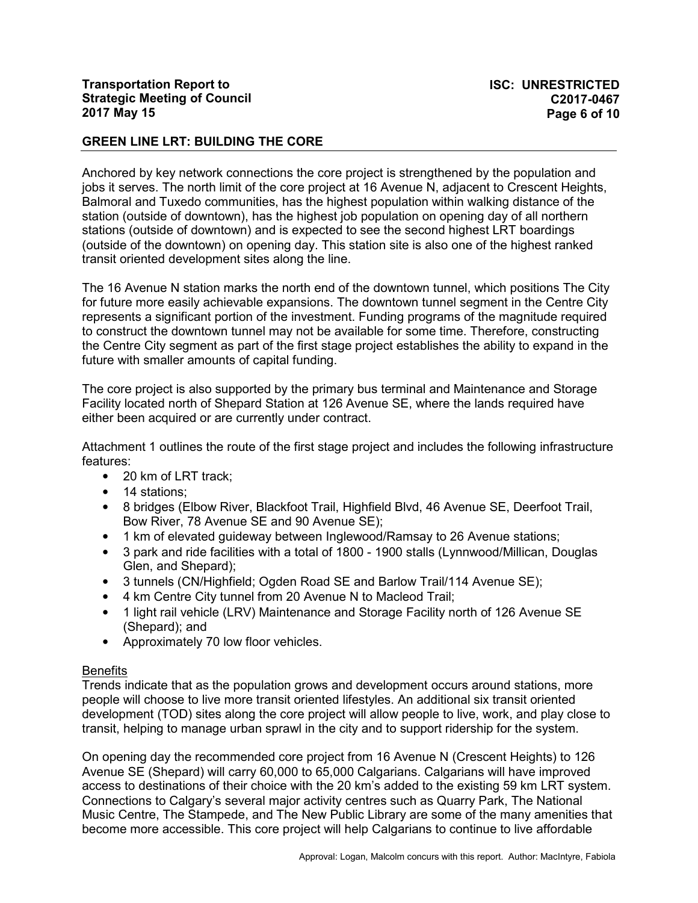## GREEN LINE LRT: BUILDING THE CORE

Anchored by key network connections the core project is strengthened by the population and jobs it serves. The north limit of the core project at 16 Avenue N, adjacent to Crescent Heights, Balmoral and Tuxedo communities, has the highest population within walking distance of the station (outside of downtown), has the highest job population on opening day of all northern stations (outside of downtown) and is expected to see the second highest LRT boardings (outside of the downtown) on opening day. This station site is also one of the highest ranked transit oriented development sites along the line.

The 16 Avenue N station marks the north end of the downtown tunnel, which positions The City for future more easily achievable expansions. The downtown tunnel segment in the Centre City represents a significant portion of the investment. Funding programs of the magnitude required to construct the downtown tunnel may not be available for some time. Therefore, constructing the Centre City segment as part of the first stage project establishes the ability to expand in the future with smaller amounts of capital funding.

The core project is also supported by the primary bus terminal and Maintenance and Storage Facility located north of Shepard Station at 126 Avenue SE, where the lands required have either been acquired or are currently under contract.

Attachment 1 outlines the route of the first stage project and includes the following infrastructure features:

- 20 km of LRT track;
- 14 stations;
- 8 bridges (Elbow River, Blackfoot Trail, Highfield Blvd, 46 Avenue SE, Deerfoot Trail, Bow River, 78 Avenue SE and 90 Avenue SE);
- 1 km of elevated guideway between Inglewood/Ramsay to 26 Avenue stations;
- 3 park and ride facilities with a total of 1800 - 1900 stalls (Lynnwood/Millican, Douglas Glen, and Shepard);
- 3 tunnels (CN/Highfield; Ogden Road SE and Barlow Trail/114 Avenue SE);
- 4 km Centre City tunnel from 20 Avenue N to Macleod Trail;
- 1 light rail vehicle (LRV) Maintenance and Storage Facility north of 126 Avenue SE (Shepard); and
- Approximately 70 low floor vehicles.

<u>Benefits</u>

Trends indicate that as the population grows and development occurs around stations, more people will choose to live more transit oriented lifestyles. An additional six transit oriented development (TOD) sites along the core project will allow people to live, work, and play close to transit, helping to manage urban sprawl in the city and to support ridership for the system.

On opening day the recommended core project from 16 Avenue N (Crescent Heights) to 126 Avenue SE (Shepard) will carry 60,000 to 65,000 Calgarians. Calgarians will have improved access to destinations of their choice with the 20 km's added to the existing 59 km LRT system. Connections to Calgary's several major activity centres such as Quarry Park, The National Music Centre, The Stampede, and The New Public Library are some of the many amenities that become more accessible. This core project will help Calgarians to continue to live affordable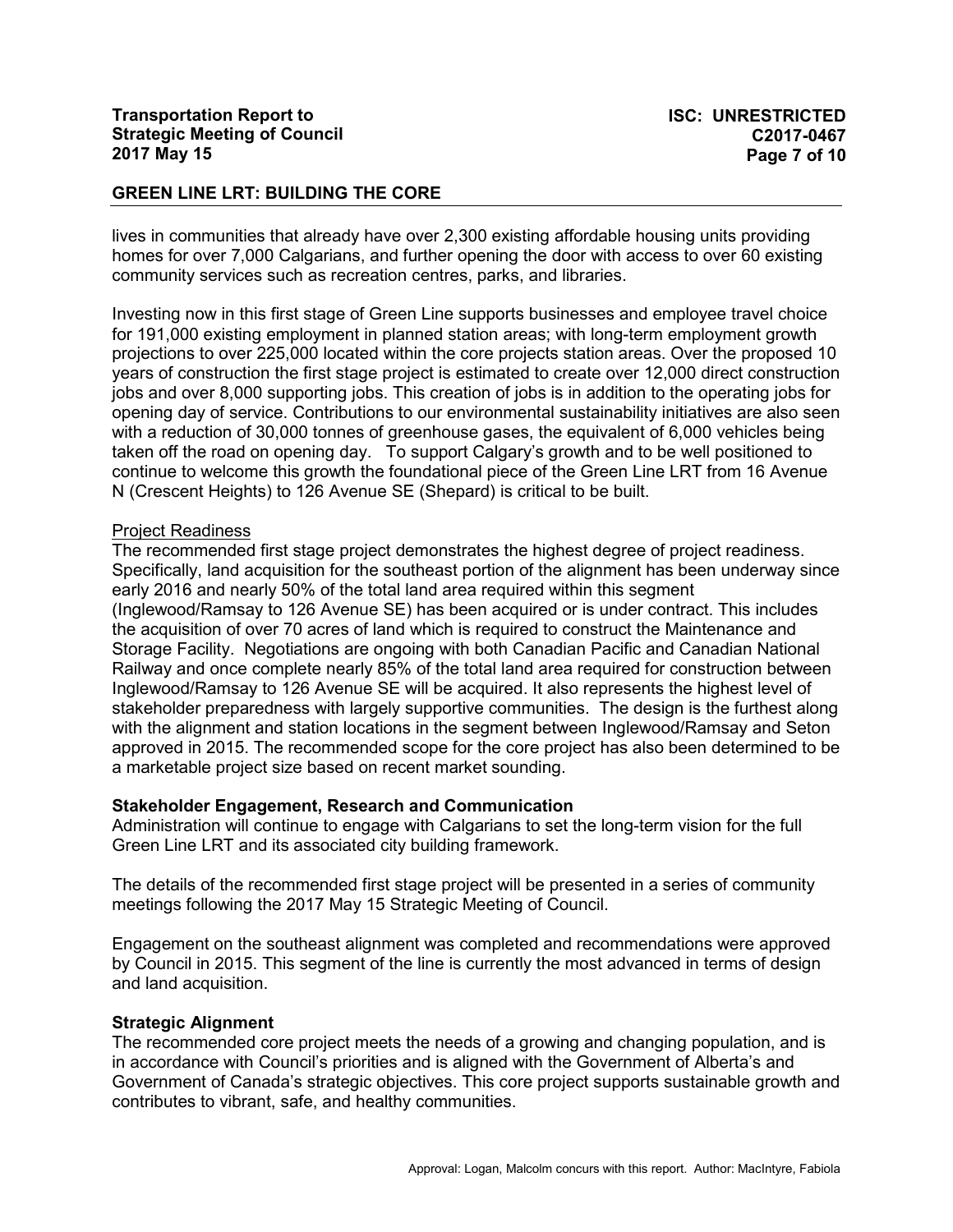lives in communities that already have over 2,300 existing affordable housing units providing homes for over 7,000 Calgarians, and further opening the door with access to over 60 existing community services such as recreation centres, parks, and libraries.

Investing now in this first stage of Green Line supports businesses and employee travel choice for 191,000 existing employment in planned station areas; with long-term employment growth projections to over 225,000 located within the core projects station areas. Over the proposed 10 years of construction the first stage project is estimated to create over 12,000 direct construction jobs and over 8,000 supporting jobs. This creation of jobs is in addition to the operating jobs for opening day of service. Contributions to our environmental sustainability initiatives are also seen with a reduction of 30,000 tonnes of greenhouse gases, the equivalent of 6,000 vehicles being taken off the road on opening day. To support Calgary's growth and to be well positioned to continue to welcome this growth the foundational piece of the Green Line LRT from 16 Avenue N (Crescent Heights) to 126 Avenue SE (Shepard) is critical to be built.

Project Readiness

The recommended first stage project demonstrates the highest degree of project readiness. Specifically, land acquisition for the southeast portion of the alignment has been underway since early 2016 and nearly 50% of the total land area required within this segment (Inglewood/Ramsay to 126 Avenue SE) has been acquired or is under contract. This includes the acquisition of over 70 acres of land which is required to construct the Maintenance and Storage Facility. Negotiations are ongoing with both Canadian Pacific and Canadian National Railway and once complete nearly 85% of the total land area required for construction between Inglewood/Ramsay to 126 Avenue SE will be acquired. It also represents the highest level of stakeholder preparedness with largely supportive communities. The design is the furthest along with the alignment and station locations in the segment between Inglewood/Ramsay and Seton approved in 2015. The recommended scope for the core project has also been determined to be a marketable project size based on recent market sounding.

**Stakeholder Engagement, Research and Communication**

Administration will continue to engage with Calgarians to set the long-term vision for the full Green Line LRT and its associated city building framework.

The details of the recommended first stage project will be presented in a series of community meetings following the 2017 May 15 Strategic Meeting of Council.

Engagement on the southeast alignment was completed and recommendations were approved by Council in 2015. This segment of the line is currently the most advanced in terms of design and land acquisition.

**Strategic Alignment**

The recommended core project meets the needs of a growing and changing population, and is in accordance with Council's priorities and is aligned with the Government of Alberta's and Government of Canada's strategic objectives. This core project supports sustainable growth and contributes to vibrant, safe, and healthy communities.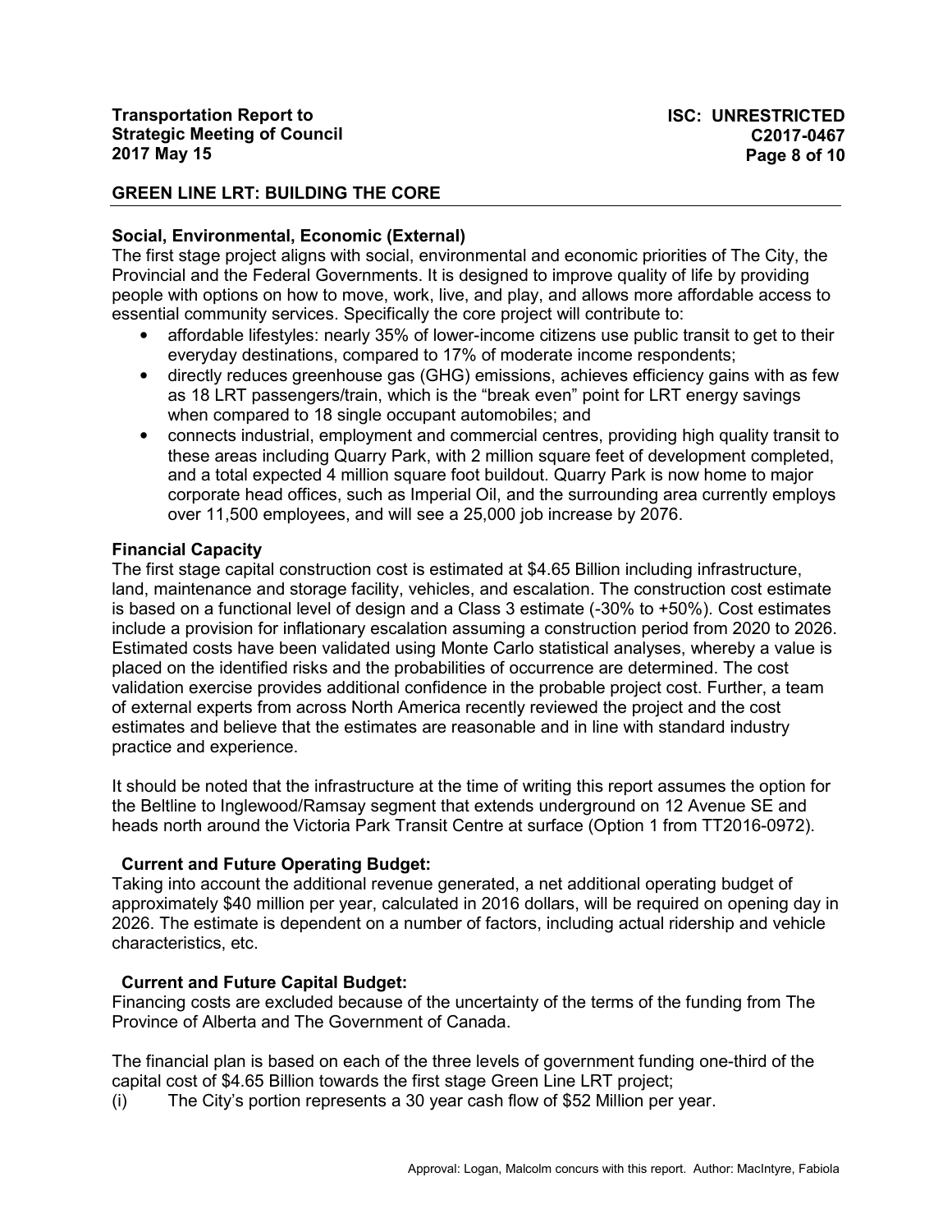**Social, Environmental, Economic (External)**

The first stage project aligns with social, environmental and economic priorities of The City, the Provincial and the Federal Governments. It is designed to improve quality of life by providing people with options on how to move, work, live, and play, and allows more affordable access to essential community services. Specifically the core project will contribute to:

- affordable lifestyles: nearly 35% of lower-income citizens use public transit to get to their everyday destinations, compared to 17% of moderate income respondents;
- directly reduces greenhouse gas (GHG) emissions, achieves efficiency gains with as few as 18 LRT passengers/train, which is the "break even" point for LRT energy savings when compared to 18 single occupant automobiles; and
- connects industrial, employment and commercial centres, providing high quality transit to these areas including Quarry Park, with 2 million square feet of development completed, and a total expected 4 million square foot buildout. Quarry Park is now home to major corporate head offices, such as Imperial Oil, and the surrounding area currently employs over 11,500 employees, and will see a 25,000 job increase by 2076.

**Financial Capacity**

The first stage capital construction cost is estimated at $4.65 Billion including infrastructure, land, maintenance and storage facility, vehicles, and escalation. The construction cost estimate is based on a functional level of design and a Class 3 estimate (-30% to +50%). Cost estimates include a provision for inflationary escalation assuming a construction period from 2020 to 2026. Estimated costs have been validated using Monte Carlo statistical analyses, whereby a value is placed on the identified risks and the probabilities of occurrence are determined. The cost validation exercise provides additional confidence in the probable project cost. Further, a team of external experts from across North America recently reviewed the project and the cost estimates and believe that the estimates are reasonable and in line with standard industry practice and experience.

It should be noted that the infrastructure at the time of writing this report assumes the option for the Beltline to Inglewood/Ramsay segment that extends underground on 12 Avenue SE and heads north around the Victoria Park Transit Centre at surface (Option 1 from TT2016-0972).

**Current and Future Operating Budget:**

Taking into account the additional revenue generated, a net additional operating budget of approximately $40 million per year, calculated in 2016 dollars, will be required on opening day in 2026. The estimate is dependent on a number of factors, including actual ridership and vehicle characteristics, etc.

**Current and Future Capital Budget:**

Financing costs are excluded because of the uncertainty of the terms of the funding from The Province of Alberta and The Government of Canada.

The financial plan is based on each of the three levels of government funding one-third of the capital cost of $4.65 Billion towards the first stage Green Line LRT project;

(i) The City's portion represents a 30 year cash flow of $52 Million per year.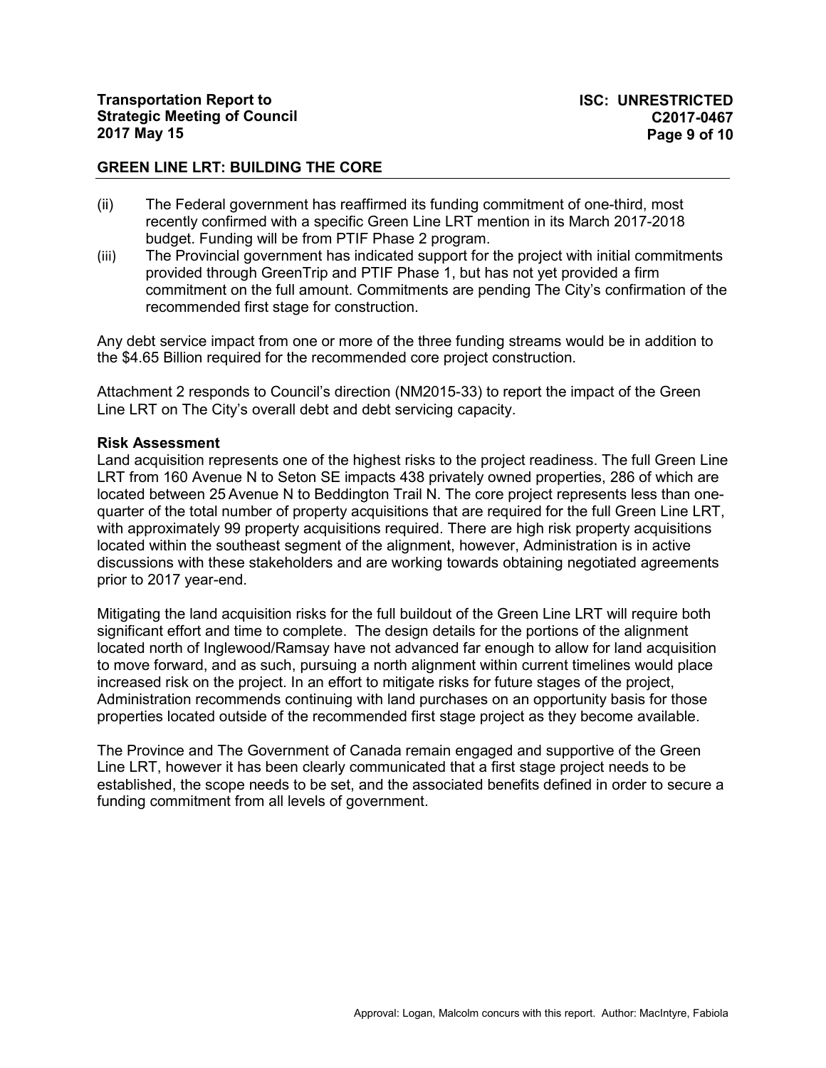(ii) The Federal government has reaffirmed its funding commitment of one-third, most recently confirmed with a specific Green Line LRT mention in its March 2017-2018 budget. Funding will be from PTIF Phase 2 program.

(iii) The Provincial government has indicated support for the project with initial commitments provided through GreenTrip and PTIF Phase 1, but has not yet provided a firm commitment on the full amount. Commitments are pending The City's confirmation of the recommended first stage for construction.

Any debt service impact from one or more of the three funding streams would be in addition to the $4.65 Billion required for the recommended core project construction.

Attachment 2 responds to Council's direction (NM2015-33) to report the impact of the Green Line LRT on The City's overall debt and debt servicing capacity.

**Risk Assessment**

Land acquisition represents one of the highest risks to the project readiness. The full Green Line LRT from 160 Avenue N to Seton SE impacts 438 privately owned properties, 286 of which are located between 25 Avenue N to Beddington Trail N. The core project represents less than one-quarter of the total number of property acquisitions that are required for the full Green Line LRT, with approximately 99 property acquisitions required. There are high risk property acquisitions located within the southeast segment of the alignment, however, Administration is in active discussions with these stakeholders and are working towards obtaining negotiated agreements prior to 2017 year-end.

Mitigating the land acquisition risks for the full buildout of the Green Line LRT will require both significant effort and time to complete. The design details for the portions of the alignment located north of Inglewood/Ramsay have not advanced far enough to allow for land acquisition to move forward, and as such, pursuing a north alignment within current timelines would place increased risk on the project. In an effort to mitigate risks for future stages of the project, Administration recommends continuing with land purchases on an opportunity basis for those properties located outside of the recommended first stage project as they become available.

The Province and The Government of Canada remain engaged and supportive of the Green Line LRT, however it has been clearly communicated that a first stage project needs to be established, the scope needs to be set, and the associated benefits defined in order to secure a funding commitment from all levels of government.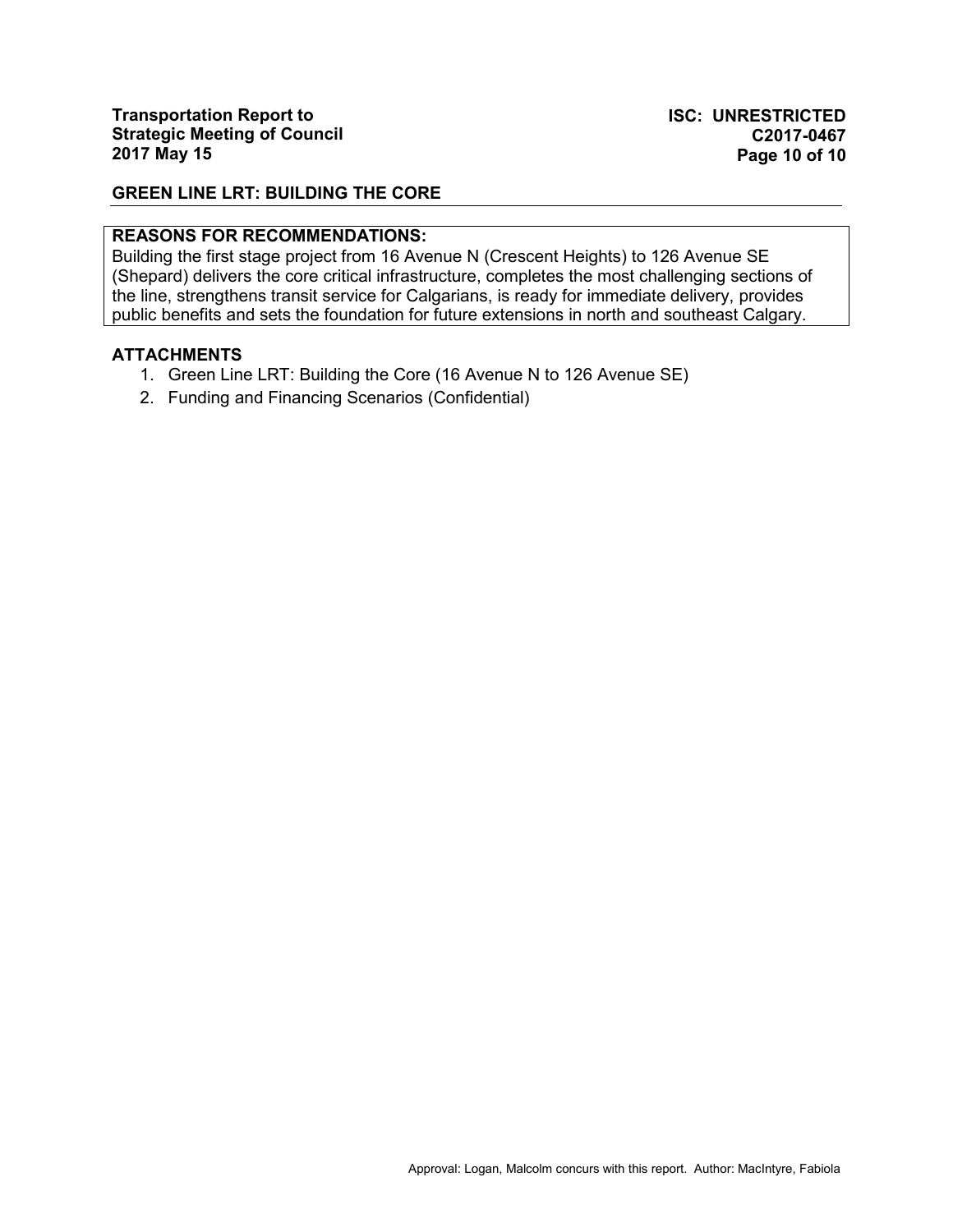## GREEN LINE LRT: BUILDING THE CORE

**REASONS FOR RECOMMENDATIONS:**
Building the first stage project from 16 Avenue N (Crescent Heights) to 126 Avenue SE (Shepard) delivers the core critical infrastructure, completes the most challenging sections of the line, strengthens transit service for Calgarians, is ready for immediate delivery, provides public benefits and sets the foundation for future extensions in north and southeast Calgary.

**ATTACHMENTS**

1. Green Line LRT: Building the Core (16 Avenue N to 126 Avenue SE)
2. Funding and Financing Scenarios (Confidential)

Approval: Logan, Malcolm concurs with this report. Author: MacIntyre, Fabiola